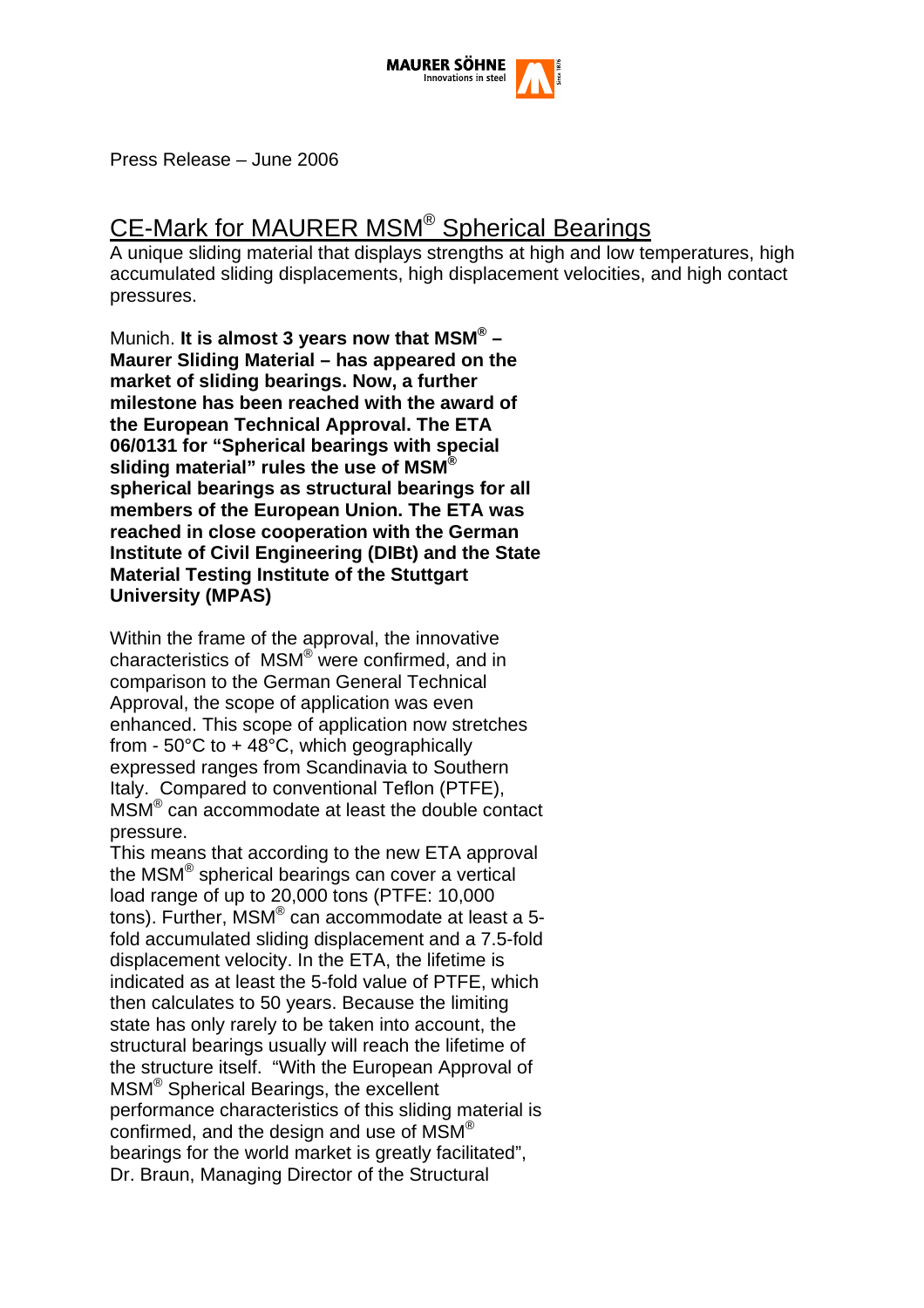Press Release – June 2006

# CE-Mark for MAURER MSM® Spherical Bearings

A unique sliding material that displays strengths at high and low temperatures, high accumulated sliding displacements, high displacement velocities, and high contact pressures.

Munich. **It is almost 3 years now that MSM® – Maurer Sliding Material – has appeared on the market of sliding bearings. Now, a further milestone has been reached with the award of the European Technical Approval. The ETA 06/0131 for "Spherical bearings with special sliding material" rules the use of MSM® spherical bearings as structural bearings for all members of the European Union. The ETA was reached in close cooperation with the German Institute of Civil Engineering (DIBt) and the State Material Testing Institute of the Stuttgart University (MPAS)**

Within the frame of the approval, the innovative characteristics of MSM® were confirmed, and in comparison to the German General Technical Approval, the scope of application was even enhanced. This scope of application now stretches from - 50°C to + 48°C, which geographically expressed ranges from Scandinavia to Southern Italy. Compared to conventional Teflon (PTFE), MSM® can accommodate at least the double contact pressure.

This means that according to the new ETA approval the MSM® spherical bearings can cover a vertical load range of up to 20,000 tons (PTFE: 10,000 tons). Further, MSM® can accommodate at least a 5-fold accumulated sliding displacement and a 7.5-fold displacement velocity. In the ETA, the lifetime is indicated as at least the 5-fold value of PTFE, which then calculates to 50 years. Because the limiting state has only rarely to be taken into account, the structural bearings usually will reach the lifetime of the structure itself. "With the European Approval of MSM® Spherical Bearings, the excellent performance characteristics of this sliding material is confirmed, and the design and use of MSM® bearings for the world market is greatly facilitated", Dr. Braun, Managing Director of the Structural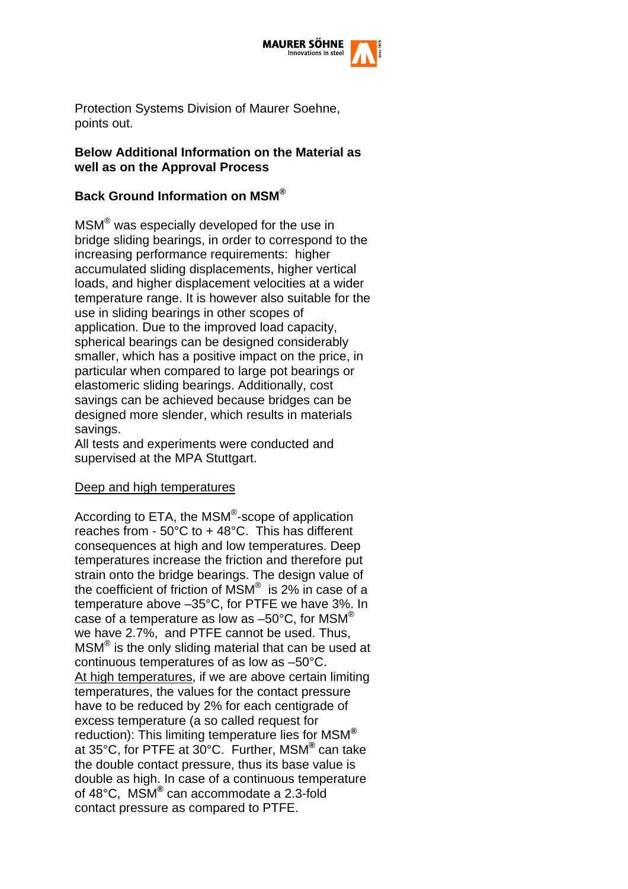Protection Systems Division of Maurer Soehne, points out.

**Below Additional Information on the Material as well as on the Approval Process**

**Back Ground Information on MSM®**

MSM® was especially developed for the use in bridge sliding bearings, in order to correspond to the increasing performance requirements: higher accumulated sliding displacements, higher vertical loads, and higher displacement velocities at a wider temperature range. It is however also suitable for the use in sliding bearings in other scopes of application. Due to the improved load capacity, spherical bearings can be designed considerably smaller, which has a positive impact on the price, in particular when compared to large pot bearings or elastomeric sliding bearings. Additionally, cost savings can be achieved because bridges can be designed more slender, which results in materials savings.
All tests and experiments were conducted and supervised at the MPA Stuttgart.

<u>Deep and high temperatures</u>

According to ETA, the MSM®-scope of application reaches from - 50°C to + 48°C. This has different consequences at high and low temperatures. Deep temperatures increase the friction and therefore put strain onto the bridge bearings. The design value of the coefficient of friction of MSM® is 2% in case of a temperature above –35°C, for PTFE we have 3%. In case of a temperature as low as –50°C, for MSM® we have 2.7%, and PTFE cannot be used. Thus, MSM® is the only sliding material that can be used at continuous temperatures of as low as –50°C.
<u>At high temperatures</u>, if we are above certain limiting temperatures, the values for the contact pressure have to be reduced by 2% for each centigrade of excess temperature (a so called request for reduction): This limiting temperature lies for MSM® at 35°C, for PTFE at 30°C. Further, MSM® can take the double contact pressure, thus its base value is double as high. In case of a continuous temperature of 48°C, MSM® can accommodate a 2.3-fold contact pressure as compared to PTFE.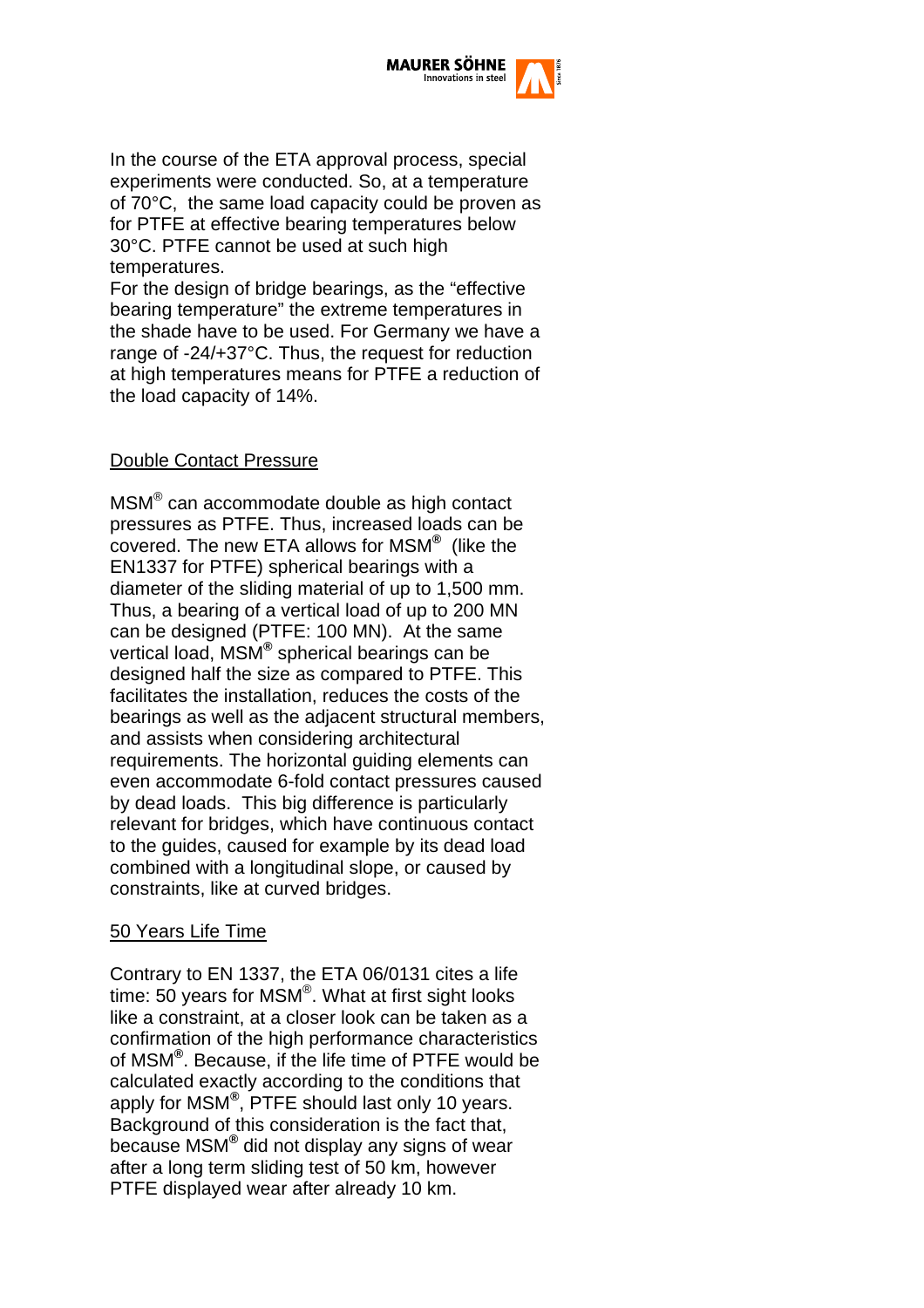In the course of the ETA approval process, special experiments were conducted. So, at a temperature of 70°C, the same load capacity could be proven as for PTFE at effective bearing temperatures below 30°C. PTFE cannot be used at such high temperatures.
For the design of bridge bearings, as the "effective bearing temperature" the extreme temperatures in the shade have to be used. For Germany we have a range of -24/+37°C. Thus, the request for reduction at high temperatures means for PTFE a reduction of the load capacity of 14%.

## Double Contact Pressure

MSM® can accommodate double as high contact pressures as PTFE. Thus, increased loads can be covered. The new ETA allows for MSM® (like the EN1337 for PTFE) spherical bearings with a diameter of the sliding material of up to 1,500 mm. Thus, a bearing of a vertical load of up to 200 MN can be designed (PTFE: 100 MN). At the same vertical load, MSM® spherical bearings can be designed half the size as compared to PTFE. This facilitates the installation, reduces the costs of the bearings as well as the adjacent structural members, and assists when considering architectural requirements. The horizontal guiding elements can even accommodate 6-fold contact pressures caused by dead loads. This big difference is particularly relevant for bridges, which have continuous contact to the guides, caused for example by its dead load combined with a longitudinal slope, or caused by constraints, like at curved bridges.

## 50 Years Life Time

Contrary to EN 1337, the ETA 06/0131 cites a life time: 50 years for MSM®. What at first sight looks like a constraint, at a closer look can be taken as a confirmation of the high performance characteristics of MSM®. Because, if the life time of PTFE would be calculated exactly according to the conditions that apply for MSM®, PTFE should last only 10 years. Background of this consideration is the fact that, because MSM® did not display any signs of wear after a long term sliding test of 50 km, however PTFE displayed wear after already 10 km.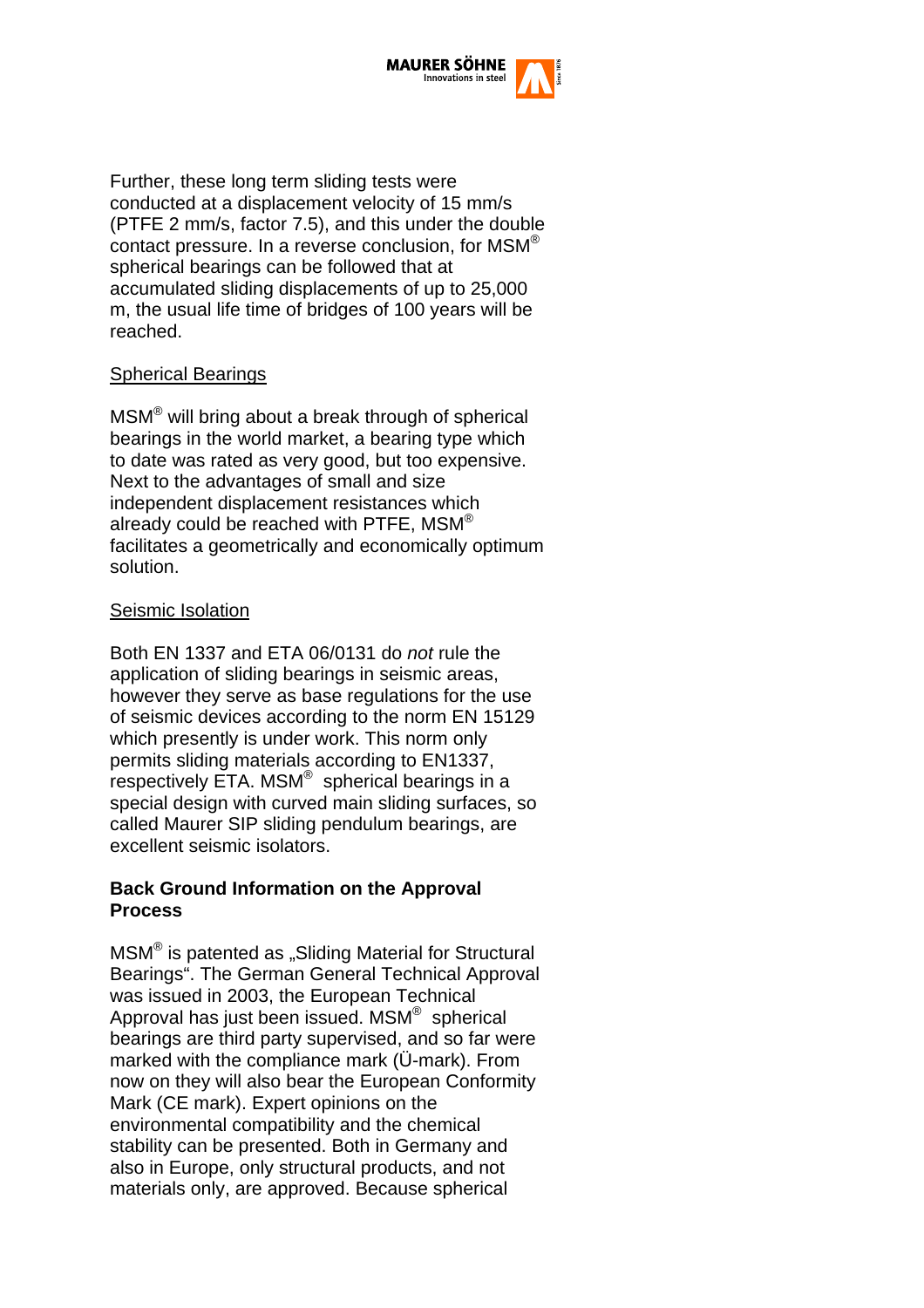Further, these long term sliding tests were conducted at a displacement velocity of 15 mm/s (PTFE 2 mm/s, factor 7.5), and this under the double contact pressure. In a reverse conclusion, for MSM® spherical bearings can be followed that at accumulated sliding displacements of up to 25,000 m, the usual life time of bridges of 100 years will be reached.

Spherical Bearings

MSM® will bring about a break through of spherical bearings in the world market, a bearing type which to date was rated as very good, but too expensive. Next to the advantages of small and size independent displacement resistances which already could be reached with PTFE, MSM® facilitates a geometrically and economically optimum solution.

Seismic Isolation

Both EN 1337 and ETA 06/0131 do *not* rule the application of sliding bearings in seismic areas, however they serve as base regulations for the use of seismic devices according to the norm EN 15129 which presently is under work. This norm only permits sliding materials according to EN1337, respectively ETA. MSM® spherical bearings in a special design with curved main sliding surfaces, so called Maurer SIP sliding pendulum bearings, are excellent seismic isolators.

**Back Ground Information on the Approval Process**

MSM® is patented as „Sliding Material for Structural Bearings". The German General Technical Approval was issued in 2003, the European Technical Approval has just been issued. MSM® spherical bearings are third party supervised, and so far were marked with the compliance mark (Ü-mark). From now on they will also bear the European Conformity Mark (CE mark). Expert opinions on the environmental compatibility and the chemical stability can be presented. Both in Germany and also in Europe, only structural products, and not materials only, are approved. Because spherical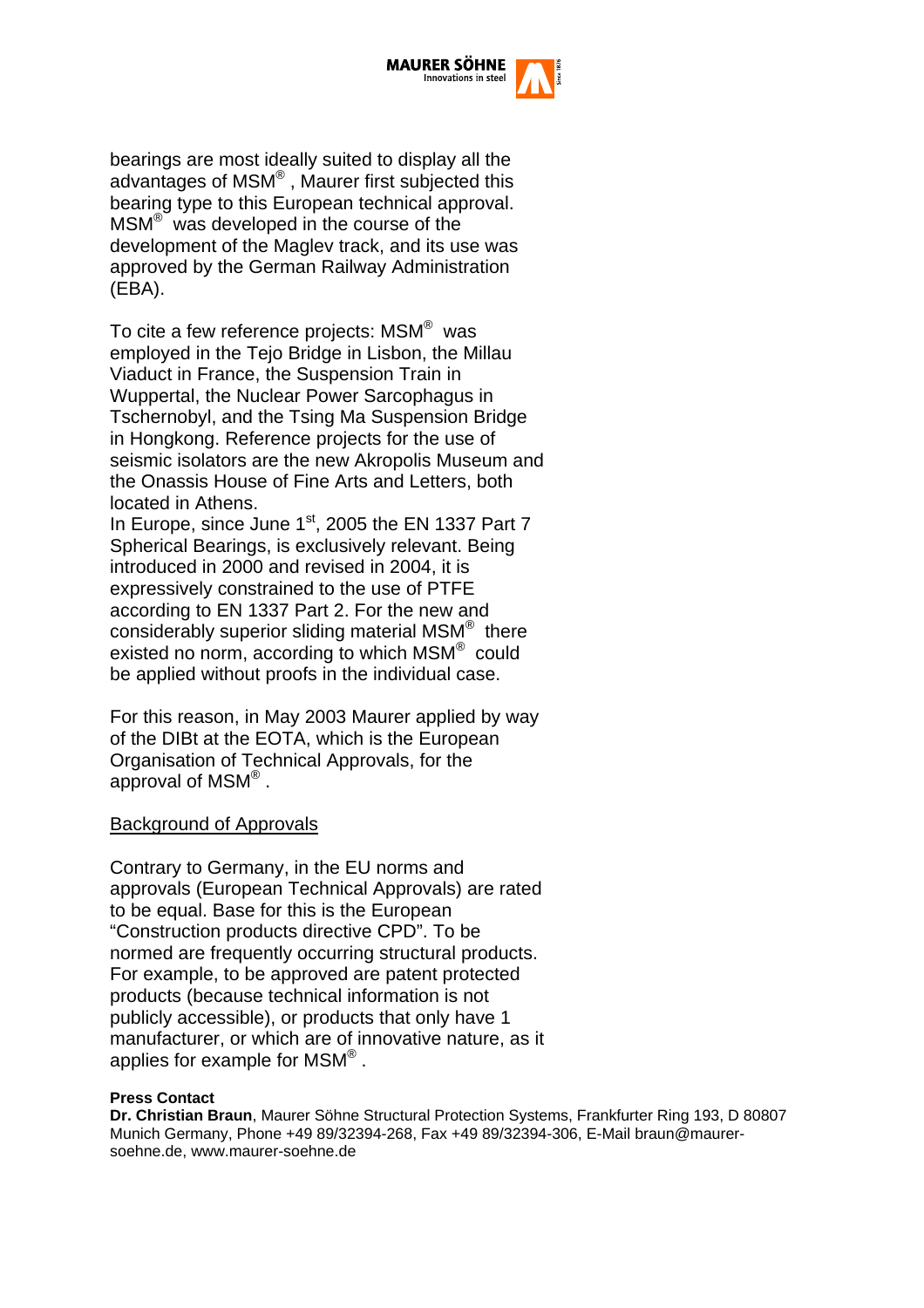bearings are most ideally suited to display all the advantages of MSM®, Maurer first subjected this bearing type to this European technical approval. MSM® was developed in the course of the development of the Maglev track, and its use was approved by the German Railway Administration (EBA).

To cite a few reference projects: MSM® was employed in the Tejo Bridge in Lisbon, the Millau Viaduct in France, the Suspension Train in Wuppertal, the Nuclear Power Sarcophagus in Tschernobyl, and the Tsing Ma Suspension Bridge in Hongkong. Reference projects for the use of seismic isolators are the new Akropolis Museum and the Onassis House of Fine Arts and Letters, both located in Athens.
In Europe, since June 1st, 2005 the EN 1337 Part 7 Spherical Bearings, is exclusively relevant. Being introduced in 2000 and revised in 2004, it is expressively constrained to the use of PTFE according to EN 1337 Part 2. For the new and considerably superior sliding material MSM® there existed no norm, according to which MSM® could be applied without proofs in the individual case.

For this reason, in May 2003 Maurer applied by way of the DIBt at the EOTA, which is the European Organisation of Technical Approvals, for the approval of MSM®.

<u>Background of Approvals</u>

Contrary to Germany, in the EU norms and approvals (European Technical Approvals) are rated to be equal. Base for this is the European "Construction products directive CPD". To be normed are frequently occurring structural products. For example, to be approved are patent protected products (because technical information is not publicly accessible), or products that only have 1 manufacturer, or which are of innovative nature, as it applies for example for MSM®.

**Press Contact**
**Dr. Christian Braun**, Maurer Söhne Structural Protection Systems, Frankfurter Ring 193, D 80807 Munich Germany, Phone +49 89/32394-268, Fax +49 89/32394-306, E-Mail braun@maurer-soehne.de, www.maurer-soehne.de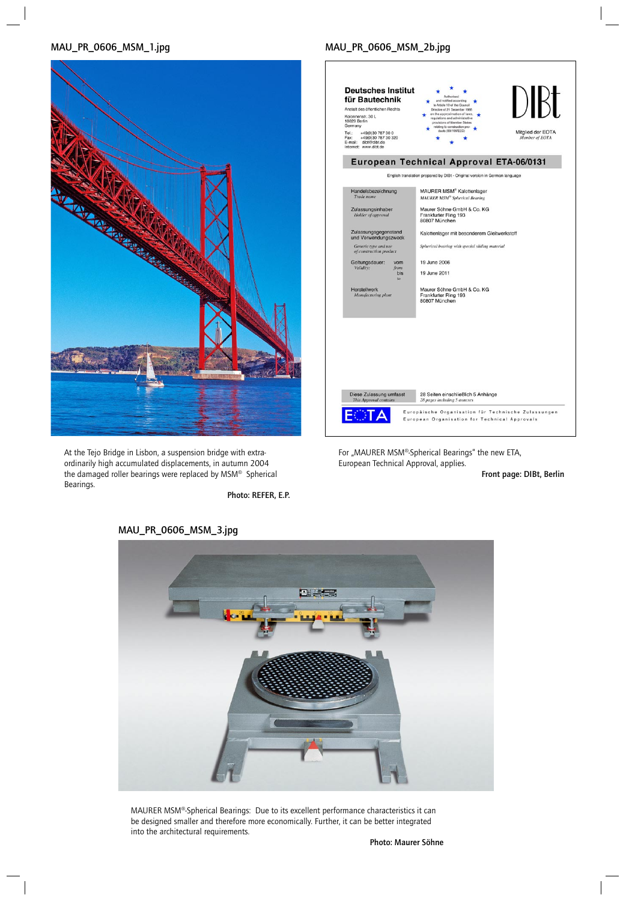MAU_PR_0606_MSM_1.jpg

At the Tejo Bridge in Lisbon, a suspension bridge with extra-ordinarily high accumulated displacements, in autumn 2004 the damaged roller bearings were replaced by MSM® Spherical Bearings.

**Photo: REFER, E.P.**

MAU_PR_0606_MSM_2b.jpg

For „MAURER MSM®-Spherical Bearings" the new ETA, European Technical Approval, applies.

**Front page: DIBt, Berlin**

MAU_PR_0606_MSM_3.jpg

MAURER MSM®-Spherical Bearings: Due to its excellent performance characteristics it can be designed smaller and therefore more economically. Further, it can be better integrated into the architectural requirements.

**Photo: Maurer Söhne**